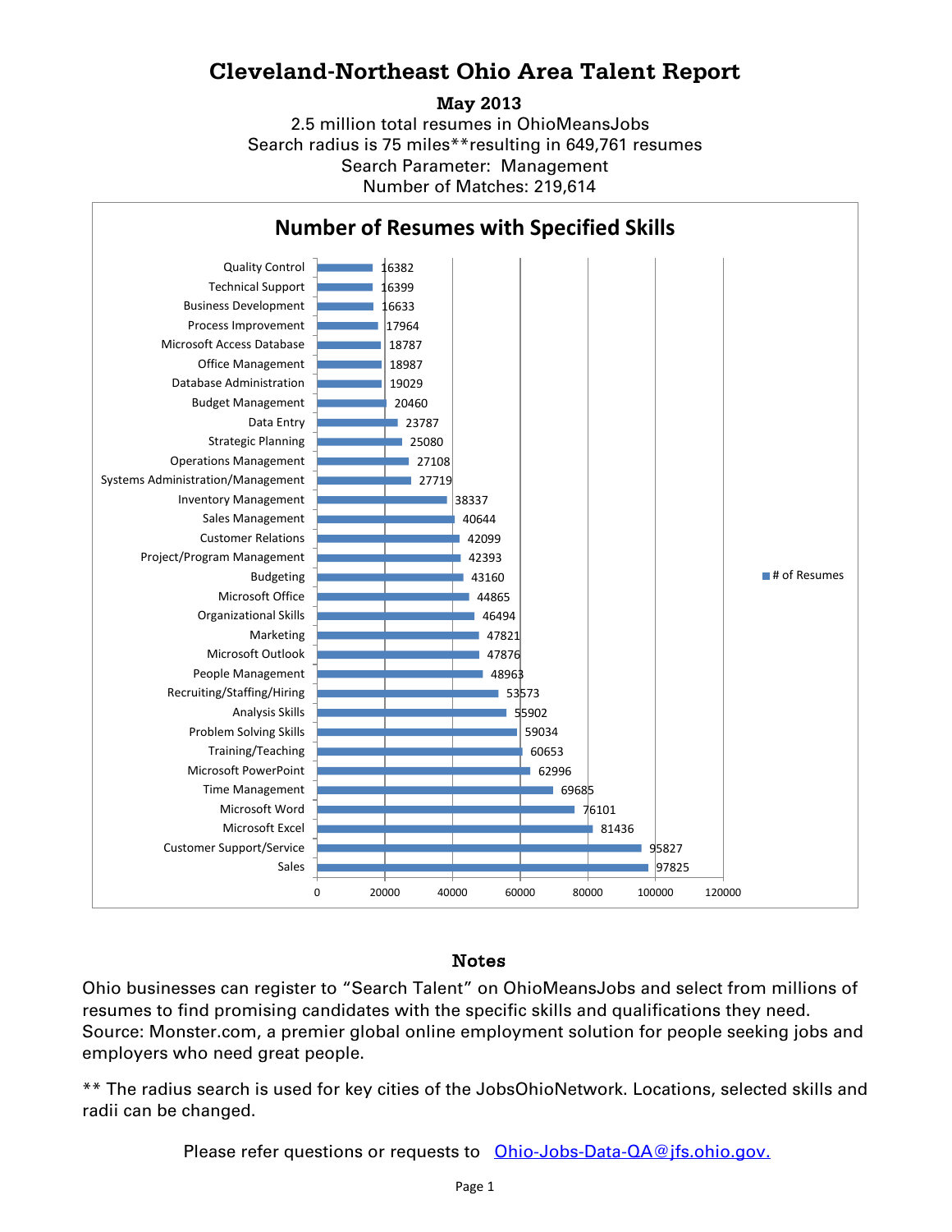# Cleveland-Northeast Ohio Area Talent Report

**May 2013**

2.5 million total resumes in OhioMeansJobs

Search radius is 75 miles**resulting in 649,761 resumes

Search Parameter: Management

Number of Matches: 219,614

## Number of Resumes with Specified Skills

| Skill | # of Resumes |
|---|---|
| Quality Control | 16382 |
| Technical Support | 16399 |
| Business Development | 16633 |
| Process Improvement | 17964 |
| Microsoft Access Database | 18787 |
| Office Management | 18987 |
| Database Administration | 19029 |
| Budget Management | 20460 |
| Data Entry | 23787 |
| Strategic Planning | 25080 |
| Operations Management | 27108 |
| Systems Administration/Management | 27719 |
| Inventory Management | 38337 |
| Sales Management | 40644 |
| Customer Relations | 42099 |
| Project/Program Management | 42393 |
| Budgeting | 43160 |
| Microsoft Office | 44865 |
| Organizational Skills | 46494 |
| Marketing | 47821 |
| Microsoft Outlook | 47876 |
| People Management | 48963 |
| Recruiting/Staffing/Hiring | 53573 |
| Analysis Skills | 55902 |
| Problem Solving Skills | 59034 |
| Training/Teaching | 60653 |
| Microsoft PowerPoint | 62996 |
| Time Management | 69685 |
| Microsoft Word | 76101 |
| Microsoft Excel | 81436 |
| Customer Support/Service | 95827 |
| Sales | 97825 |

## Notes

Ohio businesses can register to "Search Talent" on OhioMeansJobs and select from millions of resumes to find promising candidates with the specific skills and qualifications they need. Source: Monster.com, a premier global online employment solution for people seeking jobs and employers who need great people.

** The radius search is used for key cities of the JobsOhioNetwork. Locations, selected skills and radii can be changed.

Please refer questions or requests to Ohio-Jobs-Data-QA@jfs.ohio.gov.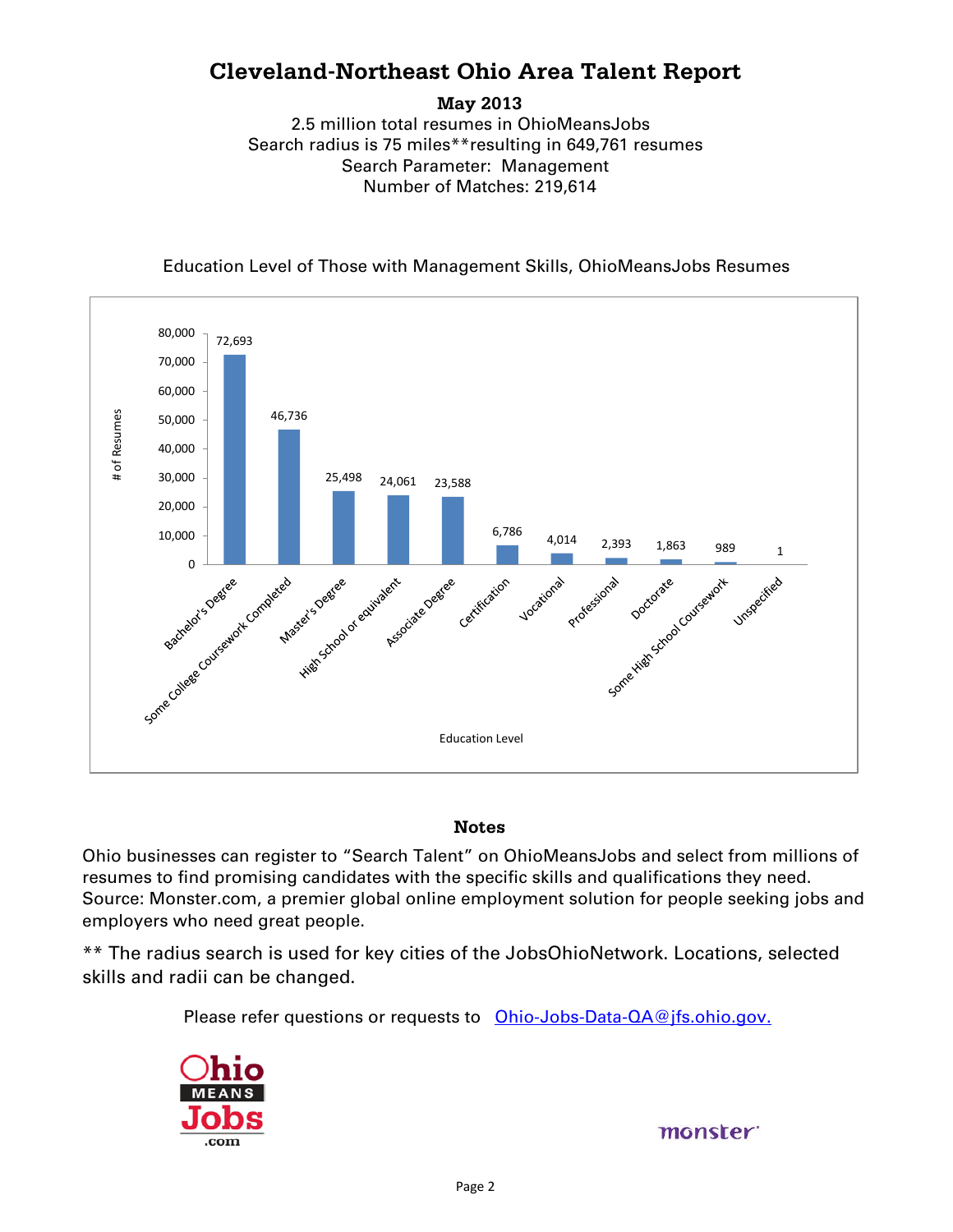# Cleveland-Northeast Ohio Area Talent Report

**May 2013**

2.5 million total resumes in OhioMeansJobs
Search radius is 75 miles**resulting in 649,761 resumes
Search Parameter: Management
Number of Matches: 219,614

Education Level of Those with Management Skills, OhioMeansJobs Resumes

# of Resumes

80,000
70,000
60,000
50,000
40,000
30,000
20,000
10,000
0

72,693
46,736
25,498
24,061
23,588
6,786
4,014
2,393
1,863
989
1

Bachelor's Degree
Some College Coursework Completed
Master's Degree
High School or equivalent
Associate Degree
Certification
Vocational
Professional
Doctorate
Some High School Coursework
Unspecified

Education Level

## Notes

Ohio businesses can register to "Search Talent" on OhioMeansJobs and select from millions of resumes to find promising candidates with the specific skills and qualifications they need. Source: Monster.com, a premier global online employment solution for people seeking jobs and employers who need great people.

** The radius search is used for key cities of the JobsOhioNetwork. Locations, selected skills and radii can be changed.

Please refer questions or requests to Ohio-Jobs-Data-QA@jfs.ohio.gov.

Ohio MEANS Jobs .com

monster